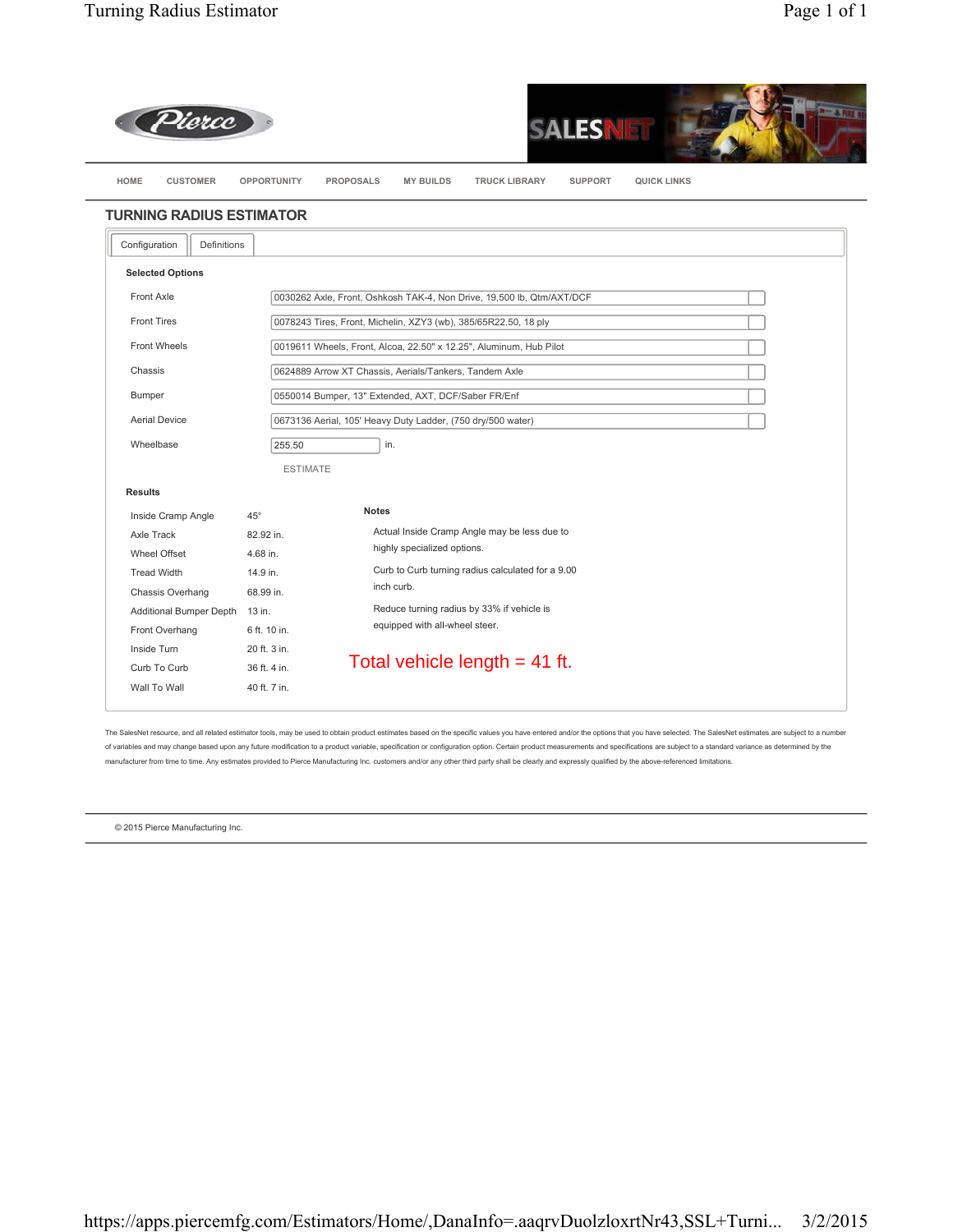Pierce

SALESNET

HOME | CUSTOMER | OPPORTUNITY | PROPOSALS | MY BUILDS | TRUCK LIBRARY | SUPPORT | QUICK LINKS

## TURNING RADIUS ESTIMATOR

Configuration | Definitions

**Selected Options**

| | |
|---|---|
| Front Axle | 0030262 Axle, Front, Oshkosh TAK-4, Non Drive, 19,500 lb, Qtm/AXT/DCF |
| Front Tires | 0078243 Tires, Front, Michelin, XZY3 (wb), 385/65R22.50, 18 ply |
| Front Wheels | 0019611 Wheels, Front, Alcoa, 22.50" x 12.25", Aluminum, Hub Pilot |
| Chassis | 0624889 Arrow XT Chassis, Aerials/Tankers, Tandem Axle |
| Bumper | 0550014 Bumper, 13" Extended, AXT, DCF/Saber FR/Enf |
| Aerial Device | 0673136 Aerial, 105' Heavy Duty Ladder, (750 dry/500 water) |
| Wheelbase | 255.50 in. |

ESTIMATE

**Results**

| | |
|---|---|
| Inside Cramp Angle | 45° |
| Axle Track | 82.92 in. |
| Wheel Offset | 4.68 in. |
| Tread Width | 14.9 in. |
| Chassis Overhang | 68.99 in. |
| Additional Bumper Depth | 13 in. |
| Front Overhang | 6 ft. 10 in. |
| Inside Turn | 20 ft. 3 in. |
| Curb To Curb | 36 ft. 4 in. |
| Wall To Wall | 40 ft. 7 in. |

**Notes**

Actual Inside Cramp Angle may be less due to highly specialized options.

Curb to Curb turning radius calculated for a 9.00 inch curb.

Reduce turning radius by 33% if vehicle is equipped with all-wheel steer.

Total vehicle length = 41 ft.

The SalesNet resource, and all related estimator tools, may be used to obtain product estimates based on the specific values you have entered and/or the options that you have selected. The SalesNet estimates are subject to a number of variables and may change based upon any future modification to a product variable, specification or configuration option. Certain product measurements and specifications are subject to a standard variance as determined by the manufacturer from time to time. Any estimates provided to Pierce Manufacturing Inc. customers and/or any other third party shall be clearly and expressly qualified by the above-referenced limitations.

© 2015 Pierce Manufacturing Inc.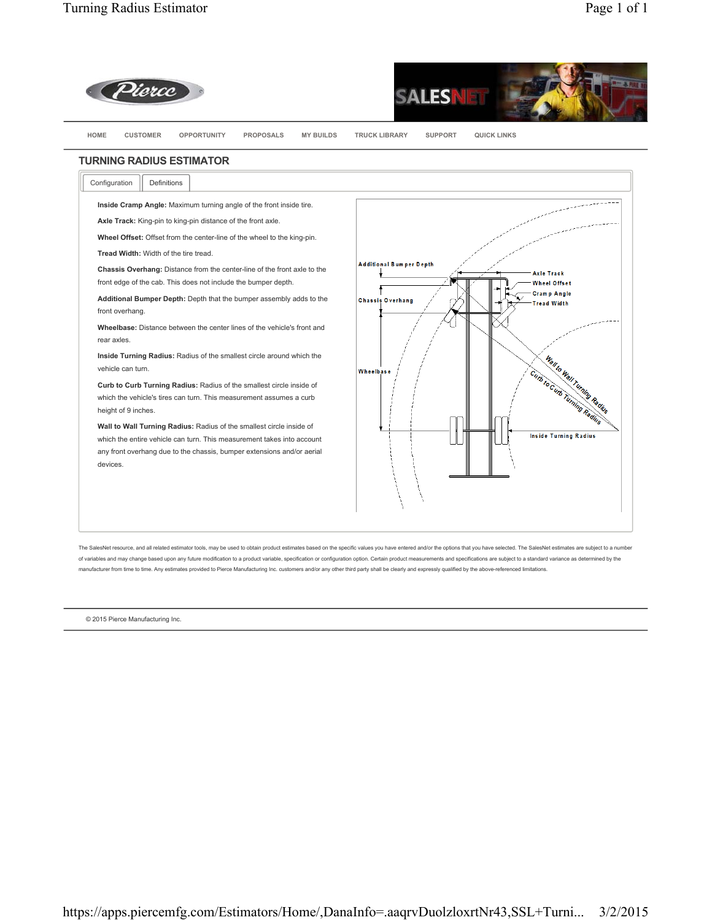SALESNET

HOME CUSTOMER OPPORTUNITY PROPOSALS MY BUILDS TRUCK LIBRARY SUPPORT QUICK LINKS

## TURNING RADIUS ESTIMATOR

Configuration | Definitions

**Inside Cramp Angle:** Maximum turning angle of the front inside tire.

**Axle Track:** King-pin to king-pin distance of the front axle.

**Wheel Offset:** Offset from the center-line of the wheel to the king-pin.

**Tread Width:** Width of the tire tread.

**Chassis Overhang:** Distance from the center-line of the front axle to the front edge of the cab. This does not include the bumper depth.

**Additional Bumper Depth:** Depth that the bumper assembly adds to the front overhang.

**Wheelbase:** Distance between the center lines of the vehicle's front and rear axles.

**Inside Turning Radius:** Radius of the smallest circle around which the vehicle can turn.

**Curb to Curb Turning Radius:** Radius of the smallest circle inside of which the vehicle's tires can turn. This measurement assumes a curb height of 9 inches.

**Wall to Wall Turning Radius:** Radius of the smallest circle inside of which the entire vehicle can turn. This measurement takes into account any front overhang due to the chassis, bumper extensions and/or aerial devices.

Additional Bumper Depth

Chassis Overhang

Wheelbase

Axle Track

Wheel Offset

Cramp Angle

Tread Width

Wall to Wall Turning Radius

Curb to Curb Turning Radius

Inside Turning Radius

The SalesNet resource, and all related estimator tools, may be used to obtain product estimates based on the specific values you have entered and/or the options that you have selected. The SalesNet estimates are subject to a number of variables and may change based upon any future modification to a product variable, specification or configuration option. Certain product measurements and specifications are subject to a standard variance as determined by the manufacturer from time to time. Any estimates provided to Pierce Manufacturing Inc. customers and/or any other third party shall be clearly and expressly qualified by the above-referenced limitations.

© 2015 Pierce Manufacturing Inc.